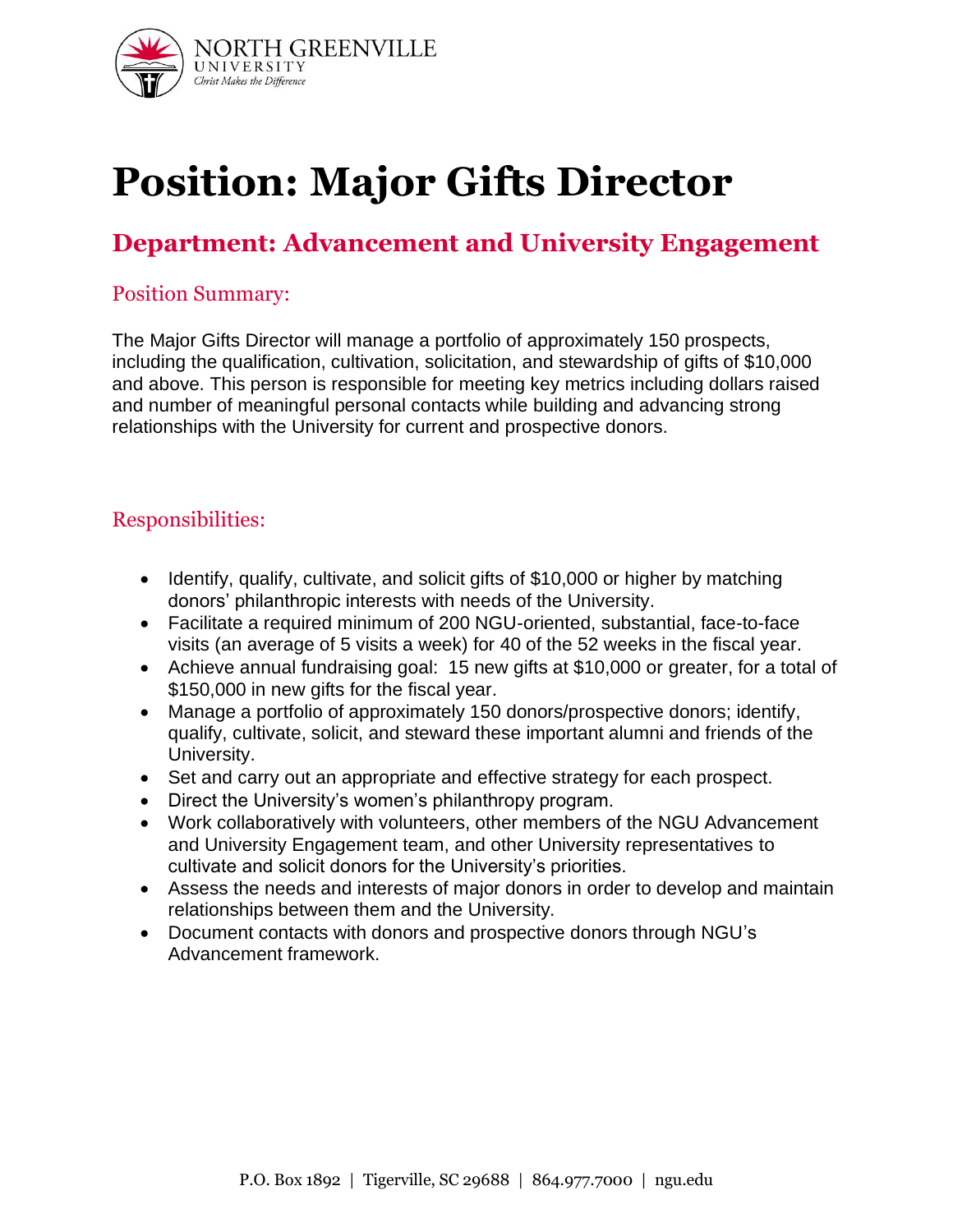NORTH GREENVILLE UNIVERSITY
*Christ Makes the Difference*

# Position: Major Gifts Director

## Department: Advancement and University Engagement

### Position Summary:

The Major Gifts Director will manage a portfolio of approximately 150 prospects, including the qualification, cultivation, solicitation, and stewardship of gifts of $10,000 and above. This person is responsible for meeting key metrics including dollars raised and number of meaningful personal contacts while building and advancing strong relationships with the University for current and prospective donors.

### Responsibilities:

- Identify, qualify, cultivate, and solicit gifts of $10,000 or higher by matching donors' philanthropic interests with needs of the University.
- Facilitate a required minimum of 200 NGU-oriented, substantial, face-to-face visits (an average of 5 visits a week) for 40 of the 52 weeks in the fiscal year.
- Achieve annual fundraising goal: 15 new gifts at $10,000 or greater, for a total of $150,000 in new gifts for the fiscal year.
- Manage a portfolio of approximately 150 donors/prospective donors; identify, qualify, cultivate, solicit, and steward these important alumni and friends of the University.
- Set and carry out an appropriate and effective strategy for each prospect.
- Direct the University's women's philanthropy program.
- Work collaboratively with volunteers, other members of the NGU Advancement and University Engagement team, and other University representatives to cultivate and solicit donors for the University's priorities.
- Assess the needs and interests of major donors in order to develop and maintain relationships between them and the University.
- Document contacts with donors and prospective donors through NGU's Advancement framework.

P.O. Box 1892 | Tigerville, SC 29688 | 864.977.7000 | ngu.edu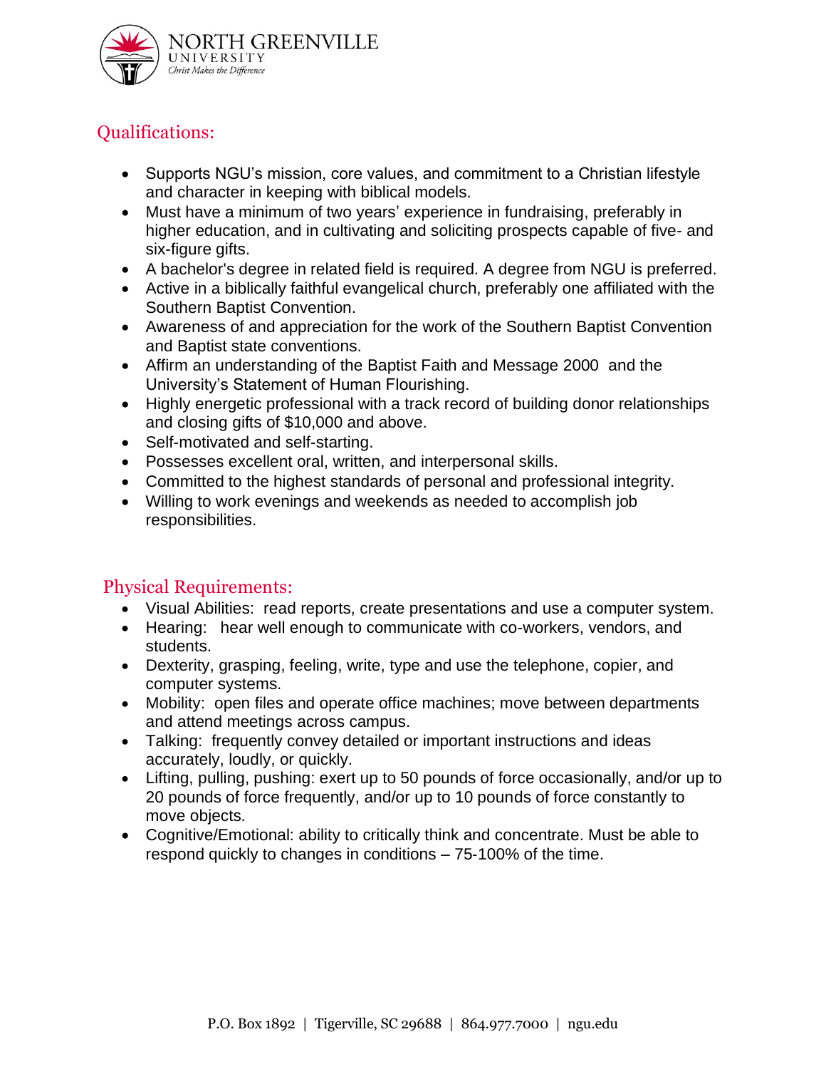## Qualifications:

- Supports NGU's mission, core values, and commitment to a Christian lifestyle and character in keeping with biblical models.
- Must have a minimum of two years' experience in fundraising, preferably in higher education, and in cultivating and soliciting prospects capable of five- and six-figure gifts.
- A bachelor's degree in related field is required. A degree from NGU is preferred.
- Active in a biblically faithful evangelical church, preferably one affiliated with the Southern Baptist Convention.
- Awareness of and appreciation for the work of the Southern Baptist Convention and Baptist state conventions.
- Affirm an understanding of the Baptist Faith and Message 2000 and the University's Statement of Human Flourishing.
- Highly energetic professional with a track record of building donor relationships and closing gifts of $10,000 and above.
- Self-motivated and self-starting.
- Possesses excellent oral, written, and interpersonal skills.
- Committed to the highest standards of personal and professional integrity.
- Willing to work evenings and weekends as needed to accomplish job responsibilities.

## Physical Requirements:

- Visual Abilities: read reports, create presentations and use a computer system.
- Hearing: hear well enough to communicate with co-workers, vendors, and students.
- Dexterity, grasping, feeling, write, type and use the telephone, copier, and computer systems.
- Mobility: open files and operate office machines; move between departments and attend meetings across campus.
- Talking: frequently convey detailed or important instructions and ideas accurately, loudly, or quickly.
- Lifting, pulling, pushing: exert up to 50 pounds of force occasionally, and/or up to 20 pounds of force frequently, and/or up to 10 pounds of force constantly to move objects.
- Cognitive/Emotional: ability to critically think and concentrate. Must be able to respond quickly to changes in conditions – 75-100% of the time.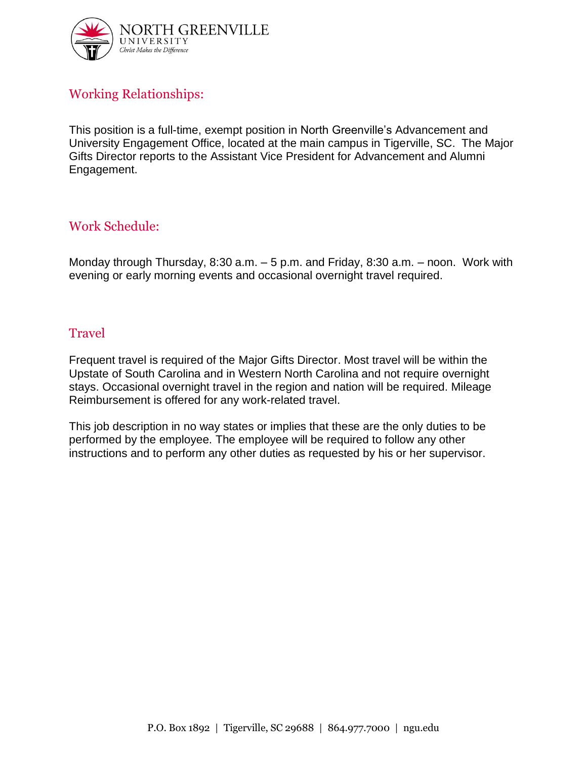## Working Relationships:

This position is a full-time, exempt position in North Greenville's Advancement and University Engagement Office, located at the main campus in Tigerville, SC. The Major Gifts Director reports to the Assistant Vice President for Advancement and Alumni Engagement.

## Work Schedule:

Monday through Thursday, 8:30 a.m. – 5 p.m. and Friday, 8:30 a.m. – noon. Work with evening or early morning events and occasional overnight travel required.

## Travel

Frequent travel is required of the Major Gifts Director. Most travel will be within the Upstate of South Carolina and in Western North Carolina and not require overnight stays. Occasional overnight travel in the region and nation will be required. Mileage Reimbursement is offered for any work-related travel.

This job description in no way states or implies that these are the only duties to be performed by the employee. The employee will be required to follow any other instructions and to perform any other duties as requested by his or her supervisor.